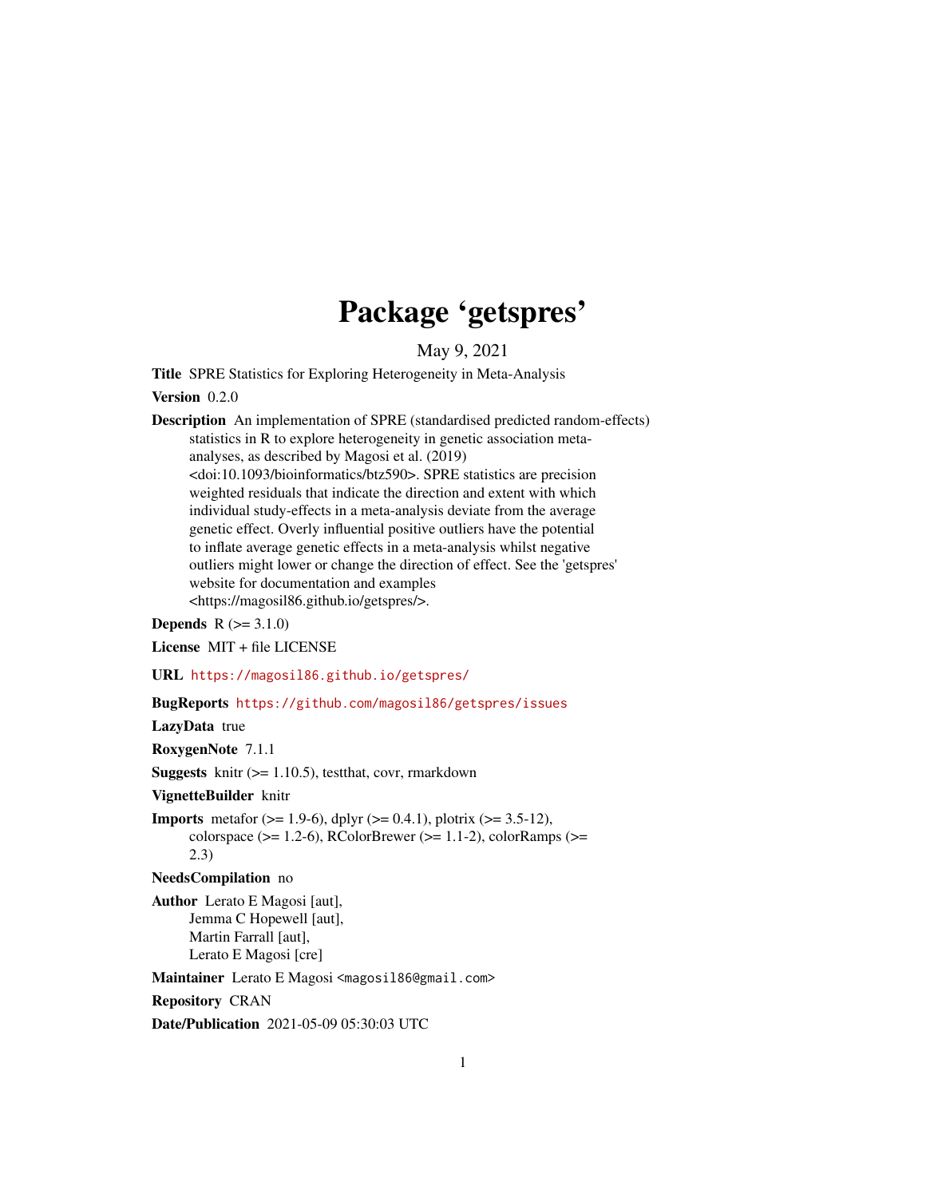# Package 'getspres'

May 9, 2021

**Title** SPRE Statistics for Exploring Heterogeneity in Meta-Analysis

**Version** 0.2.0

**Description** An implementation of SPRE (standardised predicted random-effects) statistics in R to explore heterogeneity in genetic association meta-analyses, as described by Magosi et al. (2019) <doi:10.1093/bioinformatics/btz590>. SPRE statistics are precision weighted residuals that indicate the direction and extent with which individual study-effects in a meta-analysis deviate from the average genetic effect. Overly influential positive outliers have the potential to inflate average genetic effects in a meta-analysis whilst negative outliers might lower or change the direction of effect. See the 'getspres' website for documentation and examples <https://magosil86.github.io/getspres/>.

**Depends** R (>= 3.1.0)

**License** MIT + file LICENSE

**URL** https://magosil86.github.io/getspres/

**BugReports** https://github.com/magosil86/getspres/issues

**LazyData** true

**RoxygenNote** 7.1.1

**Suggests** knitr (>= 1.10.5), testthat, covr, rmarkdown

**VignetteBuilder** knitr

**Imports** metafor (>= 1.9-6), dplyr (>= 0.4.1), plotrix (>= 3.5-12), colorspace (>= 1.2-6), RColorBrewer (>= 1.1-2), colorRamps (>= 2.3)

**NeedsCompilation** no

**Author** Lerato E Magosi [aut],
Jemma C Hopewell [aut],
Martin Farrall [aut],
Lerato E Magosi [cre]

**Maintainer** Lerato E Magosi <magosil86@gmail.com>

**Repository** CRAN

**Date/Publication** 2021-05-09 05:30:03 UTC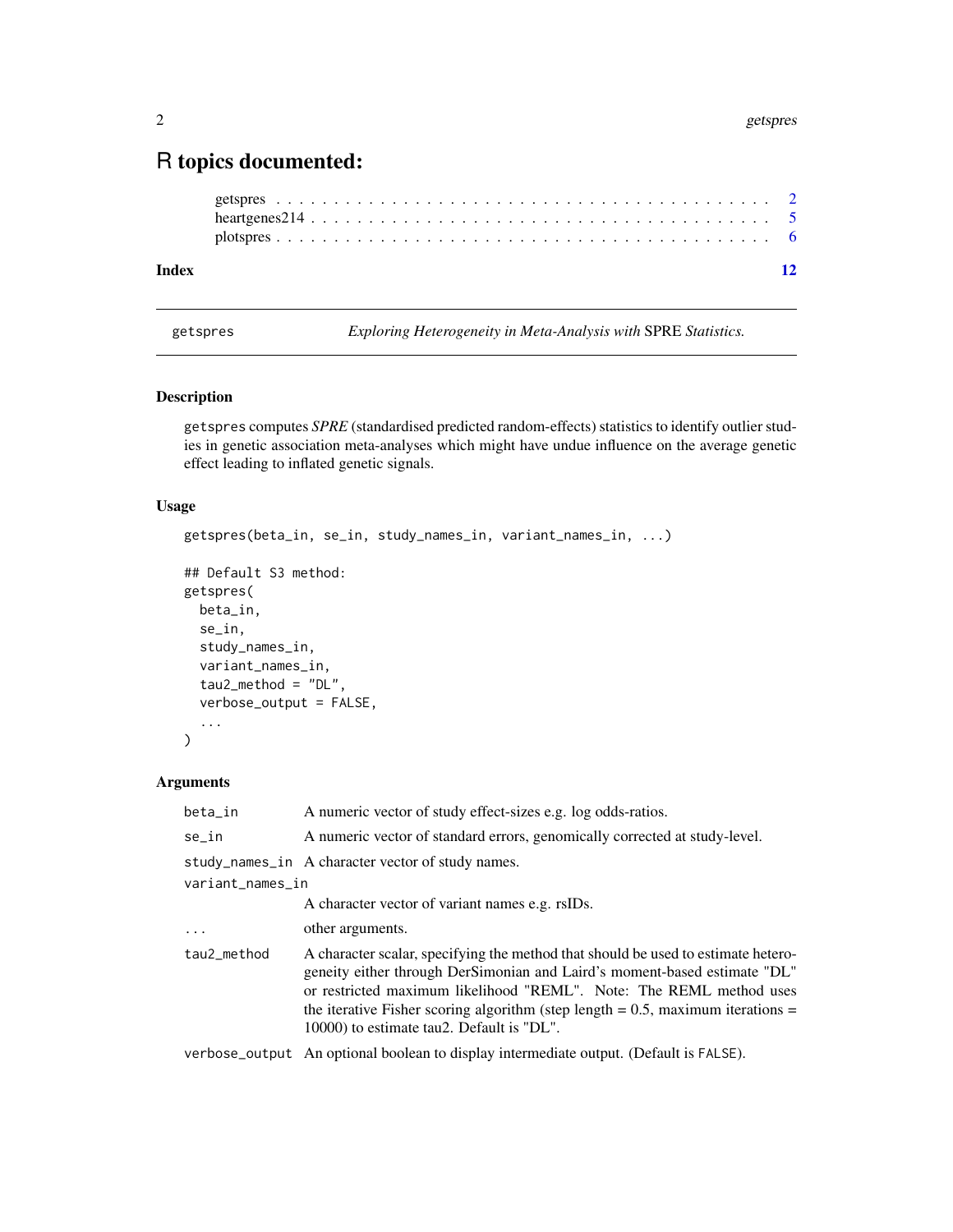# R topics documented:

getspres . . . . . . . . . . . . . . . . . . . . . . . . . . . . . . . . . . . . . . . . . 2
heartgenes214 . . . . . . . . . . . . . . . . . . . . . . . . . . . . . . . . . . . . . . 5
plotspres . . . . . . . . . . . . . . . . . . . . . . . . . . . . . . . . . . . . . . . . . 6

**Index** 12

---

getspres — *Exploring Heterogeneity in Meta-Analysis with* SPRE *Statistics.*

---

## Description

getspres computes *SPRE* (standardised predicted random-effects) statistics to identify outlier studies in genetic association meta-analyses which might have undue influence on the average genetic effect leading to inflated genetic signals.

## Usage

```
getspres(beta_in, se_in, study_names_in, variant_names_in, ...)

## Default S3 method:
getspres(
  beta_in,
  se_in,
  study_names_in,
  variant_names_in,
  tau2_method = "DL",
  verbose_output = FALSE,
  ...
)
```

## Arguments

| | |
|---|---|
| beta_in | A numeric vector of study effect-sizes e.g. log odds-ratios. |
| se_in | A numeric vector of standard errors, genomically corrected at study-level. |
| study_names_in | A character vector of study names. |
| variant_names_in | A character vector of variant names e.g. rsIDs. |
| ... | other arguments. |
| tau2_method | A character scalar, specifying the method that should be used to estimate heterogeneity either through DerSimonian and Laird's moment-based estimate "DL" or restricted maximum likelihood "REML". Note: The REML method uses the iterative Fisher scoring algorithm (step length = 0.5, maximum iterations = 10000) to estimate tau2. Default is "DL". |
| verbose_output | An optional boolean to display intermediate output. (Default is FALSE). |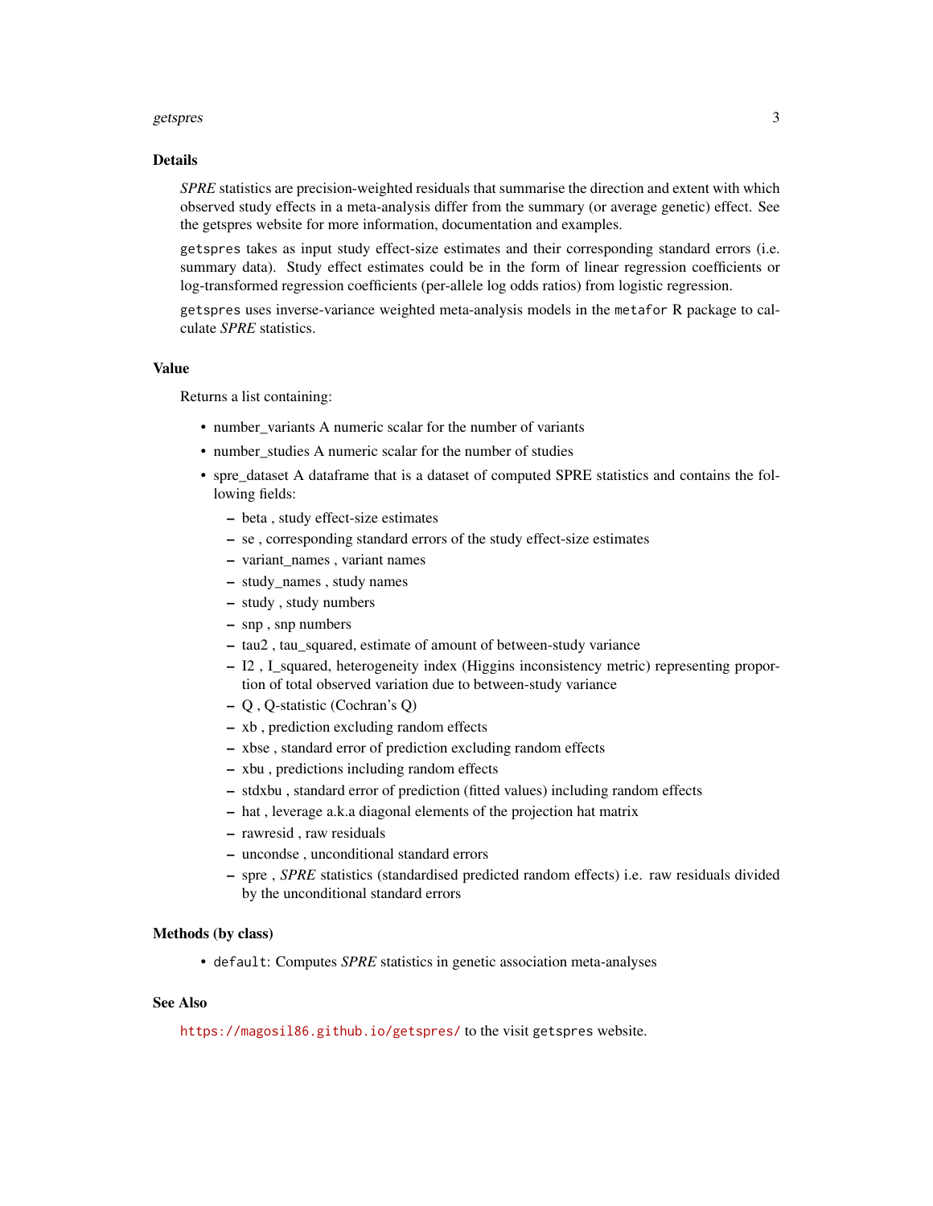## Details

*SPRE* statistics are precision-weighted residuals that summarise the direction and extent with which observed study effects in a meta-analysis differ from the summary (or average genetic) effect. See the getspres website for more information, documentation and examples.

`getspres` takes as input study effect-size estimates and their corresponding standard errors (i.e. summary data). Study effect estimates could be in the form of linear regression coefficients or log-transformed regression coefficients (per-allele log odds ratios) from logistic regression.

`getspres` uses inverse-variance weighted meta-analysis models in the `metafor` R package to calculate *SPRE* statistics.

## Value

Returns a list containing:

- number_variants A numeric scalar for the number of variants
- number_studies A numeric scalar for the number of studies
- spre_dataset A dataframe that is a dataset of computed SPRE statistics and contains the following fields:
  - beta , study effect-size estimates
  - se , corresponding standard errors of the study effect-size estimates
  - variant_names , variant names
  - study_names , study names
  - study , study numbers
  - snp , snp numbers
  - tau2 , tau_squared, estimate of amount of between-study variance
  - I2 , I_squared, heterogeneity index (Higgins inconsistency metric) representing proportion of total observed variation due to between-study variance
  - Q , Q-statistic (Cochran's Q)
  - xb , prediction excluding random effects
  - xbse , standard error of prediction excluding random effects
  - xbu , predictions including random effects
  - stdxbu , standard error of prediction (fitted values) including random effects
  - hat , leverage a.k.a diagonal elements of the projection hat matrix
  - rawresid , raw residuals
  - uncondse , unconditional standard errors
  - spre , *SPRE* statistics (standardised predicted random effects) i.e. raw residuals divided by the unconditional standard errors

## Methods (by class)

- `default`: Computes *SPRE* statistics in genetic association meta-analyses

## See Also

https://magosil86.github.io/getspres/ to the visit `getspres` website.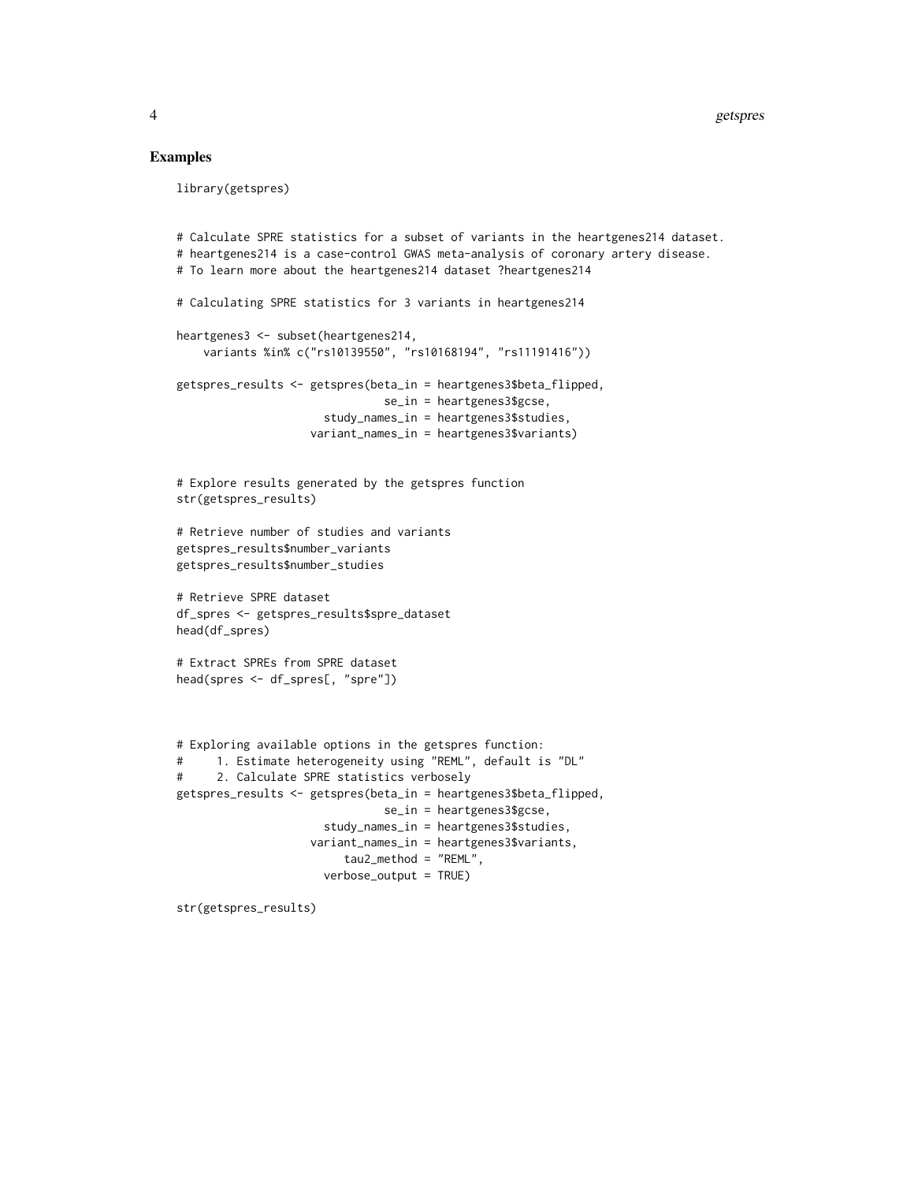## Examples

```
library(getspres)


# Calculate SPRE statistics for a subset of variants in the heartgenes214 dataset.
# heartgenes214 is a case-control GWAS meta-analysis of coronary artery disease.
# To learn more about the heartgenes214 dataset ?heartgenes214

# Calculating SPRE statistics for 3 variants in heartgenes214

heartgenes3 <- subset(heartgenes214,
    variants %in% c("rs10139550", "rs10168194", "rs11191416"))

getspres_results <- getspres(beta_in = heartgenes3$beta_flipped,
                                se_in = heartgenes3$gcse,
                      study_names_in = heartgenes3$studies,
                    variant_names_in = heartgenes3$variants)


# Explore results generated by the getspres function
str(getspres_results)

# Retrieve number of studies and variants
getspres_results$number_variants
getspres_results$number_studies

# Retrieve SPRE dataset
df_spres <- getspres_results$spre_dataset
head(df_spres)

# Extract SPREs from SPRE dataset
head(spres <- df_spres[, "spre"])



# Exploring available options in the getspres function:
#     1. Estimate heterogeneity using "REML", default is "DL"
#     2. Calculate SPRE statistics verbosely
getspres_results <- getspres(beta_in = heartgenes3$beta_flipped,
                                se_in = heartgenes3$gcse,
                      study_names_in = heartgenes3$studies,
                    variant_names_in = heartgenes3$variants,
                         tau2_method = "REML",
                      verbose_output = TRUE)

str(getspres_results)
```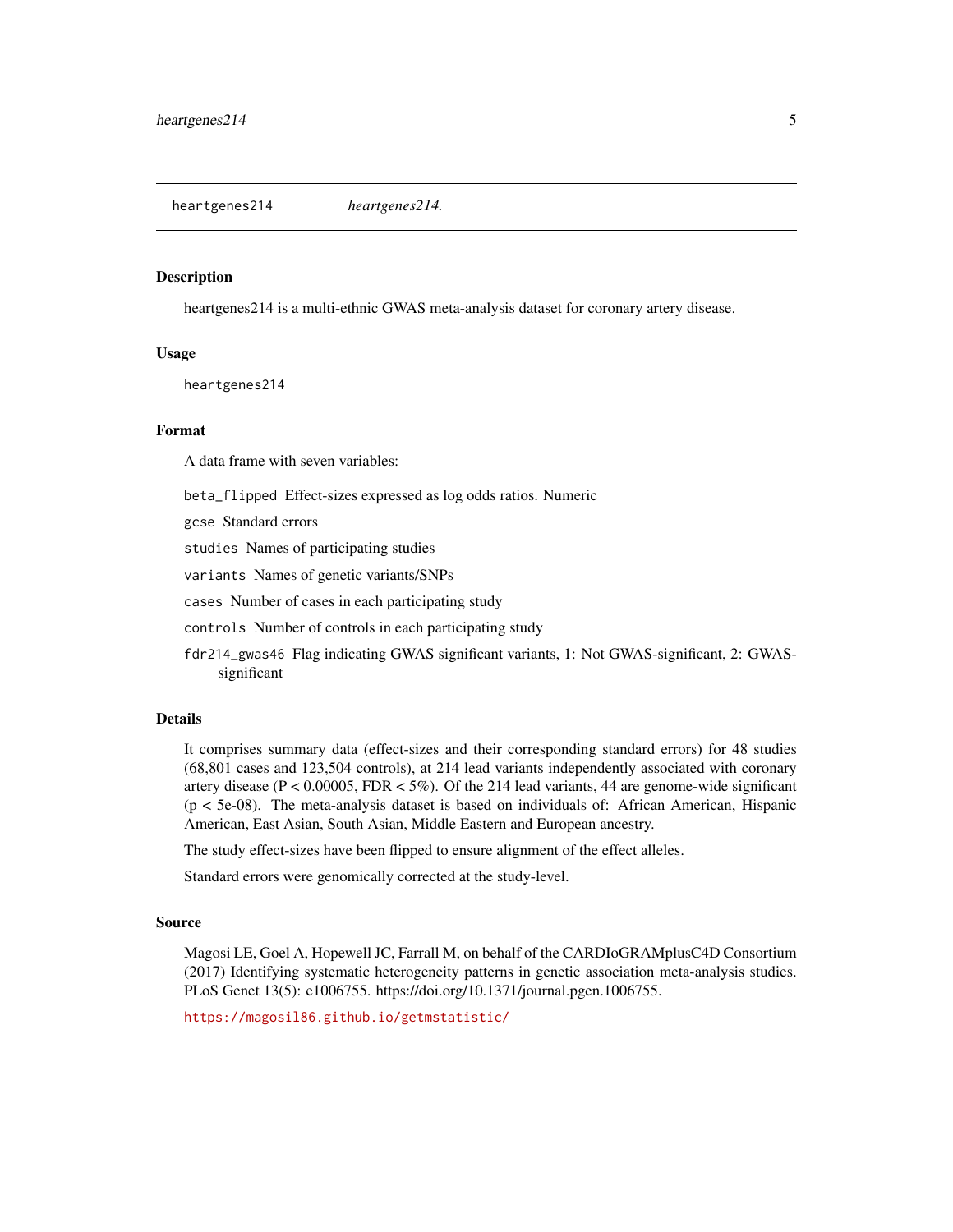# heartgenes214 — *heartgenes214.*

## Description

heartgenes214 is a multi-ethnic GWAS meta-analysis dataset for coronary artery disease.

## Usage

```
heartgenes214
```

## Format

A data frame with seven variables:

- `beta_flipped` Effect-sizes expressed as log odds ratios. Numeric
- `gcse` Standard errors
- `studies` Names of participating studies
- `variants` Names of genetic variants/SNPs
- `cases` Number of cases in each participating study
- `controls` Number of controls in each participating study
- `fdr214_gwas46` Flag indicating GWAS significant variants, 1: Not GWAS-significant, 2: GWAS-significant

## Details

It comprises summary data (effect-sizes and their corresponding standard errors) for 48 studies (68,801 cases and 123,504 controls), at 214 lead variants independently associated with coronary artery disease ($P < 0.00005$, FDR < 5%). Of the 214 lead variants, 44 are genome-wide significant ($p < 5e-08$). The meta-analysis dataset is based on individuals of: African American, Hispanic American, East Asian, South Asian, Middle Eastern and European ancestry.

The study effect-sizes have been flipped to ensure alignment of the effect alleles.

Standard errors were genomically corrected at the study-level.

## Source

Magosi LE, Goel A, Hopewell JC, Farrall M, on behalf of the CARDIoGRAMplusC4D Consortium (2017) Identifying systematic heterogeneity patterns in genetic association meta-analysis studies. PLoS Genet 13(5): e1006755. https://doi.org/10.1371/journal.pgen.1006755.

https://magosil86.github.io/getmstatistic/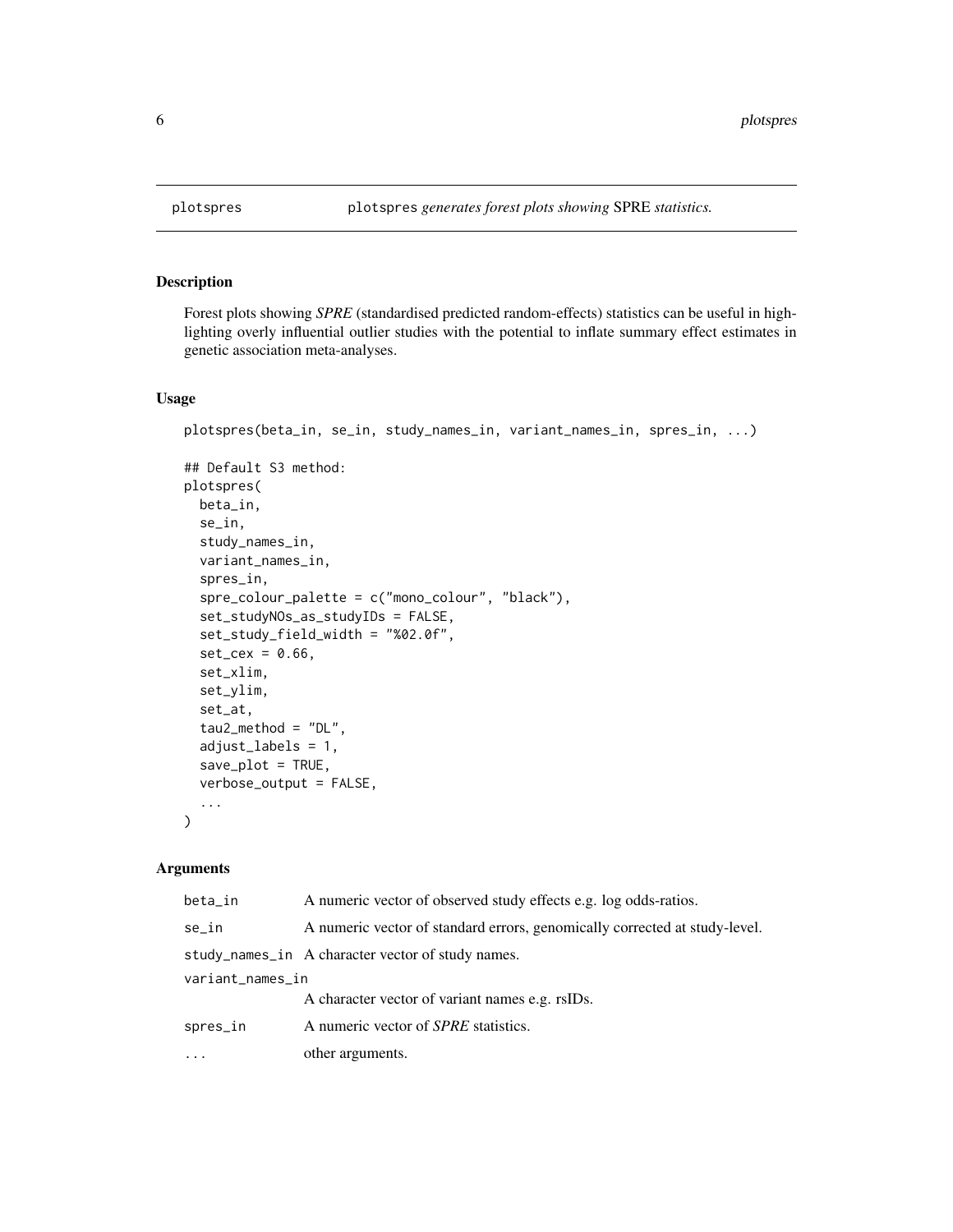plotspres — plotspres *generates forest plots showing* SPRE *statistics.*

## Description

Forest plots showing *SPRE* (standardised predicted random-effects) statistics can be useful in highlighting overly influential outlier studies with the potential to inflate summary effect estimates in genetic association meta-analyses.

## Usage

```
plotspres(beta_in, se_in, study_names_in, variant_names_in, spres_in, ...)

## Default S3 method:
plotspres(
  beta_in,
  se_in,
  study_names_in,
  variant_names_in,
  spres_in,
  spre_colour_palette = c("mono_colour", "black"),
  set_studyNOs_as_studyIDs = FALSE,
  set_study_field_width = "%02.0f",
  set_cex = 0.66,
  set_xlim,
  set_ylim,
  set_at,
  tau2_method = "DL",
  adjust_labels = 1,
  save_plot = TRUE,
  verbose_output = FALSE,
  ...
)
```

## Arguments

| | |
|---|---|
| beta_in | A numeric vector of observed study effects e.g. log odds-ratios. |
| se_in | A numeric vector of standard errors, genomically corrected at study-level. |
| study_names_in | A character vector of study names. |
| variant_names_in | A character vector of variant names e.g. rsIDs. |
| spres_in | A numeric vector of *SPRE* statistics. |
| ... | other arguments. |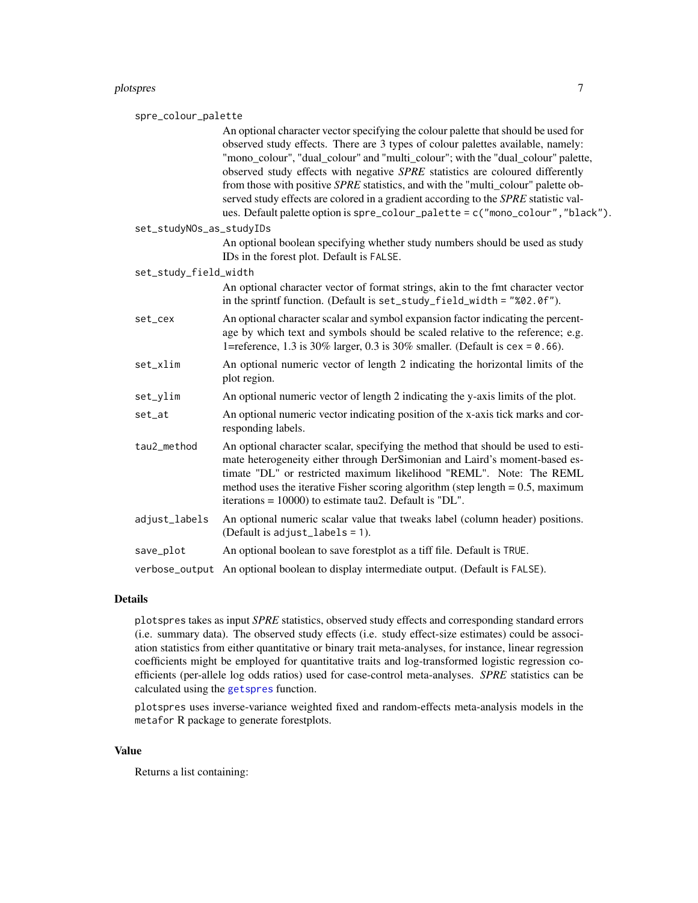`spre_colour_palette`
: An optional character vector specifying the colour palette that should be used for observed study effects. There are 3 types of colour palettes available, namely: "mono_colour", "dual_colour" and "multi_colour"; with the "dual_colour" palette, observed study effects with negative *SPRE* statistics are coloured differently from those with positive *SPRE* statistics, and with the "multi_colour" palette observed study effects are colored in a gradient according to the *SPRE* statistic values. Default palette option is `spre_colour_palette = c("mono_colour","black")`.

`set_studyNOs_as_studyIDs`
: An optional boolean specifying whether study numbers should be used as study IDs in the forest plot. Default is `FALSE`.

`set_study_field_width`
: An optional character vector of format strings, akin to the fmt character vector in the sprintf function. (Default is `set_study_field_width = "%02.0f"`).

`set_cex`
: An optional character scalar and symbol expansion factor indicating the percentage by which text and symbols should be scaled relative to the reference; e.g. 1=reference, 1.3 is 30% larger, 0.3 is 30% smaller. (Default is `cex = 0.66`).

`set_xlim`
: An optional numeric vector of length 2 indicating the horizontal limits of the plot region.

`set_ylim`
: An optional numeric vector of length 2 indicating the y-axis limits of the plot.

`set_at`
: An optional numeric vector indicating position of the x-axis tick marks and corresponding labels.

`tau2_method`
: An optional character scalar, specifying the method that should be used to estimate heterogeneity either through DerSimonian and Laird's moment-based estimate "DL" or restricted maximum likelihood "REML". Note: The REML method uses the iterative Fisher scoring algorithm (step length = 0.5, maximum iterations = 10000) to estimate tau2. Default is "DL".

`adjust_labels`
: An optional numeric scalar value that tweaks label (column header) positions. (Default is `adjust_labels = 1`).

`save_plot`
: An optional boolean to save forestplot as a tiff file. Default is `TRUE`.

`verbose_output`
: An optional boolean to display intermediate output. (Default is `FALSE`).

## Details

`plotspres` takes as input *SPRE* statistics, observed study effects and corresponding standard errors (i.e. summary data). The observed study effects (i.e. study effect-size estimates) could be association statistics from either quantitative or binary trait meta-analyses, for instance, linear regression coefficients might be employed for quantitative traits and log-transformed logistic regression coefficients (per-allele log odds ratios) used for case-control meta-analyses. *SPRE* statistics can be calculated using the `getspres` function.

`plotspres` uses inverse-variance weighted fixed and random-effects meta-analysis models in the `metafor` R package to generate forestplots.

## Value

Returns a list containing: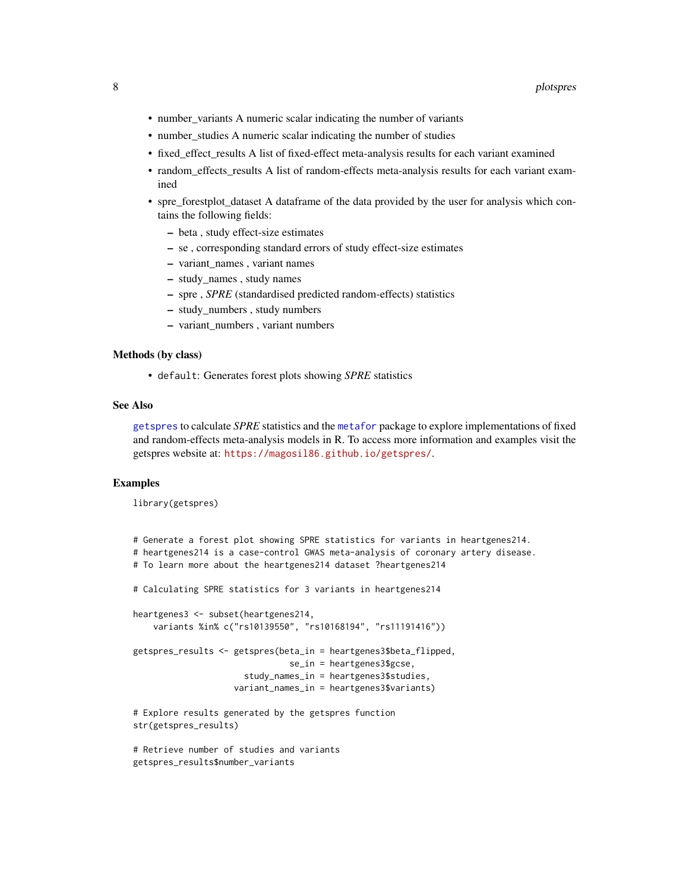- number_variants A numeric scalar indicating the number of variants
- number_studies A numeric scalar indicating the number of studies
- fixed_effect_results A list of fixed-effect meta-analysis results for each variant examined
- random_effects_results A list of random-effects meta-analysis results for each variant examined
- spre_forestplot_dataset A dataframe of the data provided by the user for analysis which contains the following fields:
  - beta , study effect-size estimates
  - se , corresponding standard errors of study effect-size estimates
  - variant_names , variant names
  - study_names , study names
  - spre , *SPRE* (standardised predicted random-effects) statistics
  - study_numbers , study numbers
  - variant_numbers , variant numbers

### Methods (by class)

- `default`: Generates forest plots showing *SPRE* statistics

### See Also

`getspres` to calculate *SPRE* statistics and the `metafor` package to explore implementations of fixed and random-effects meta-analysis models in R. To access more information and examples visit the getspres website at: https://magosil86.github.io/getspres/.

### Examples

```
library(getspres)


# Generate a forest plot showing SPRE statistics for variants in heartgenes214.
# heartgenes214 is a case-control GWAS meta-analysis of coronary artery disease.
# To learn more about the heartgenes214 dataset ?heartgenes214

# Calculating SPRE statistics for 3 variants in heartgenes214

heartgenes3 <- subset(heartgenes214,
    variants %in% c("rs10139550", "rs10168194", "rs11191416"))

getspres_results <- getspres(beta_in = heartgenes3$beta_flipped,
                                se_in = heartgenes3$gcse,
                      study_names_in = heartgenes3$studies,
                    variant_names_in = heartgenes3$variants)

# Explore results generated by the getspres function
str(getspres_results)

# Retrieve number of studies and variants
getspres_results$number_variants
```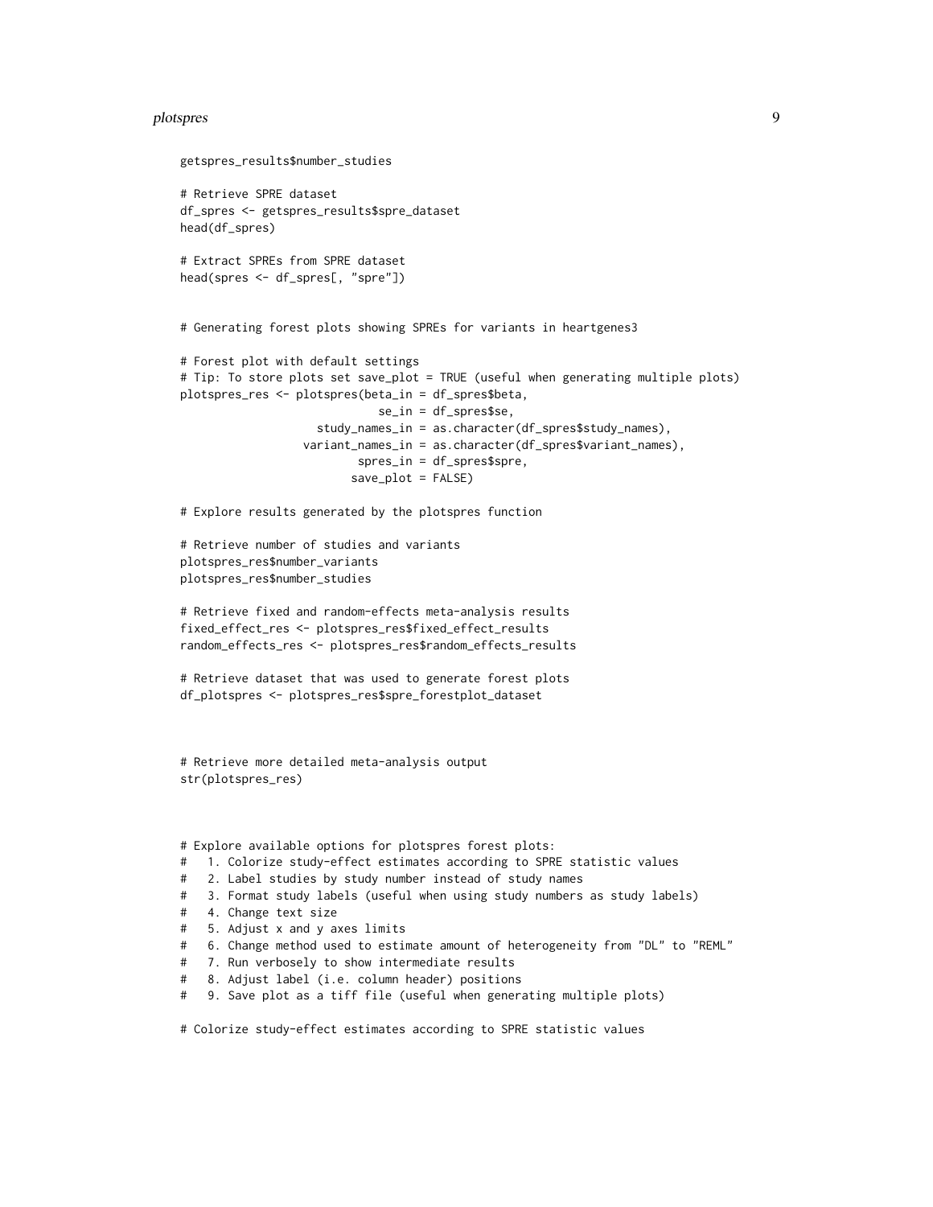```
getspres_results$number_studies

# Retrieve SPRE dataset
df_spres <- getspres_results$spre_dataset
head(df_spres)

# Extract SPREs from SPRE dataset
head(spres <- df_spres[, "spre"])


# Generating forest plots showing SPREs for variants in heartgenes3

# Forest plot with default settings
# Tip: To store plots set save_plot = TRUE (useful when generating multiple plots)
plotspres_res <- plotspres(beta_in = df_spres$beta,
                             se_in = df_spres$se,
                     study_names_in = as.character(df_spres$study_names),
                   variant_names_in = as.character(df_spres$variant_names),
                           spres_in = df_spres$spre,
                          save_plot = FALSE)

# Explore results generated by the plotspres function

# Retrieve number of studies and variants
plotspres_res$number_variants
plotspres_res$number_studies

# Retrieve fixed and random-effects meta-analysis results
fixed_effect_res <- plotspres_res$fixed_effect_results
random_effects_res <- plotspres_res$random_effects_results

# Retrieve dataset that was used to generate forest plots
df_plotspres <- plotspres_res$spre_forestplot_dataset



# Retrieve more detailed meta-analysis output
str(plotspres_res)



# Explore available options for plotspres forest plots:
#   1. Colorize study-effect estimates according to SPRE statistic values
#   2. Label studies by study number instead of study names
#   3. Format study labels (useful when using study numbers as study labels)
#   4. Change text size
#   5. Adjust x and y axes limits
#   6. Change method used to estimate amount of heterogeneity from "DL" to "REML"
#   7. Run verbosely to show intermediate results
#   8. Adjust label (i.e. column header) positions
#   9. Save plot as a tiff file (useful when generating multiple plots)

# Colorize study-effect estimates according to SPRE statistic values
```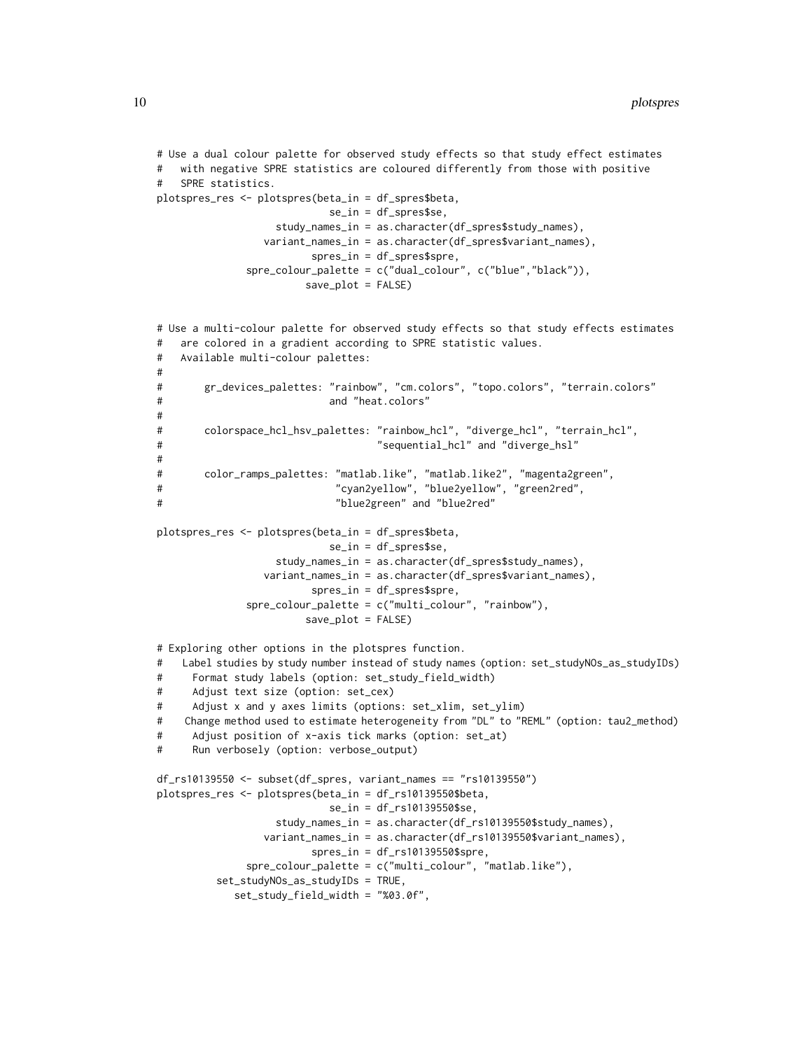```r
# Use a dual colour palette for observed study effects so that study effect estimates
#   with negative SPRE statistics are coloured differently from those with positive
#   SPRE statistics.
plotspres_res <- plotspres(beta_in = df_spres$beta,
                             se_in = df_spres$se,
                     study_names_in = as.character(df_spres$study_names),
                   variant_names_in = as.character(df_spres$variant_names),
                           spres_in = df_spres$spre,
                spre_colour_palette = c("dual_colour", c("blue","black")),
                          save_plot = FALSE)


# Use a multi-colour palette for observed study effects so that study effects estimates
#   are colored in a gradient according to SPRE statistic values.
#   Available multi-colour palettes:
#
#       gr_devices_palettes: "rainbow", "cm.colors", "topo.colors", "terrain.colors"
#                            and "heat.colors"
#
#       colorspace_hcl_hsv_palettes: "rainbow_hcl", "diverge_hcl", "terrain_hcl",
#                                    "sequential_hcl" and "diverge_hsl"
#
#       color_ramps_palettes: "matlab.like", "matlab.like2", "magenta2green",
#                             "cyan2yellow", "blue2yellow", "green2red",
#                             "blue2green" and "blue2red"

plotspres_res <- plotspres(beta_in = df_spres$beta,
                             se_in = df_spres$se,
                     study_names_in = as.character(df_spres$study_names),
                   variant_names_in = as.character(df_spres$variant_names),
                           spres_in = df_spres$spre,
                spre_colour_palette = c("multi_colour", "rainbow"),
                          save_plot = FALSE)

# Exploring other options in the plotspres function.
#    Label studies by study number instead of study names (option: set_studyNOs_as_studyIDs)
#     Format study labels (option: set_study_field_width)
#     Adjust text size (option: set_cex)
#     Adjust x and y axes limits (options: set_xlim, set_ylim)
#    Change method used to estimate heterogeneity from "DL" to "REML" (option: tau2_method)
#     Adjust position of x-axis tick marks (option: set_at)
#     Run verbosely (option: verbose_output)

df_rs10139550 <- subset(df_spres, variant_names == "rs10139550")
plotspres_res <- plotspres(beta_in = df_rs10139550$beta,
                             se_in = df_rs10139550$se,
                     study_names_in = as.character(df_rs10139550$study_names),
                   variant_names_in = as.character(df_rs10139550$variant_names),
                           spres_in = df_rs10139550$spre,
                spre_colour_palette = c("multi_colour", "matlab.like"),
          set_studyNOs_as_studyIDs = TRUE,
             set_study_field_width = "%03.0f",
```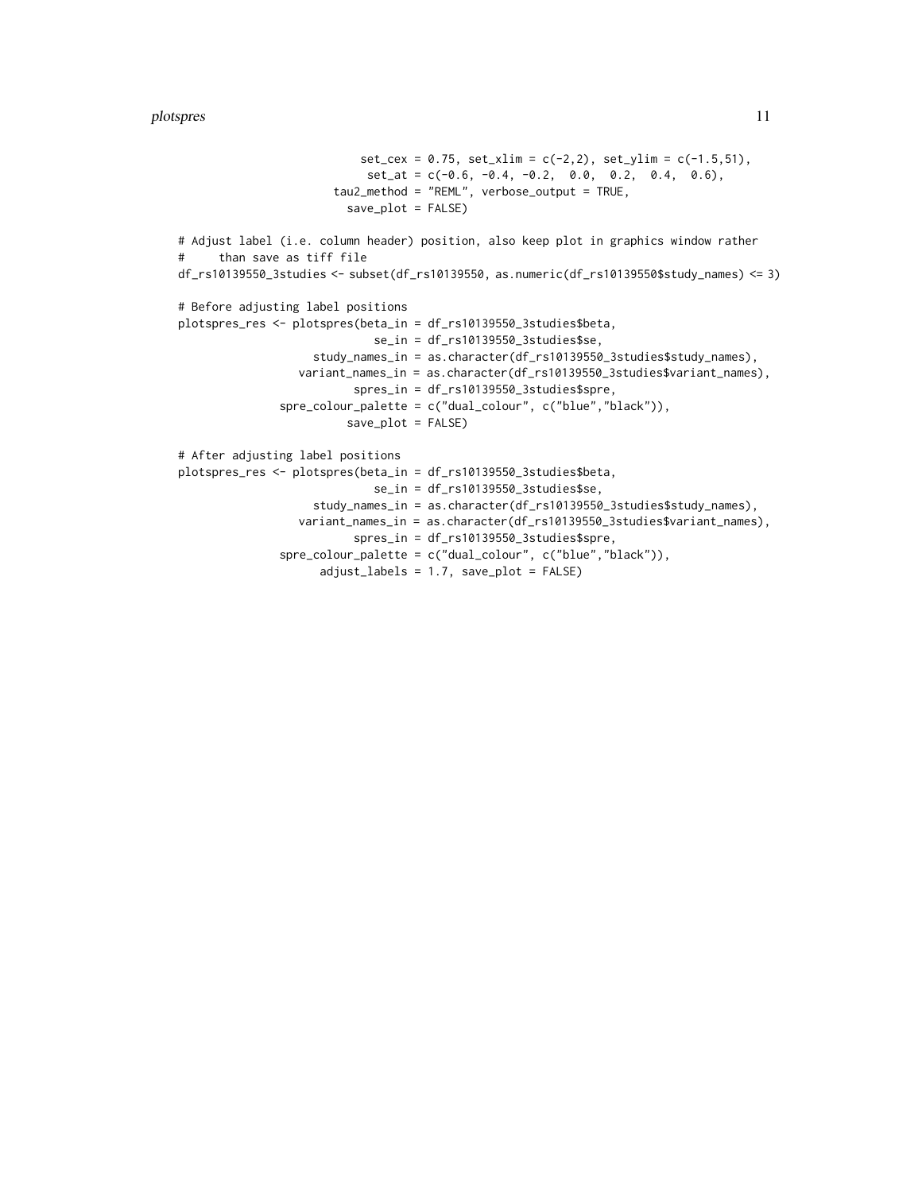```
                        set_cex = 0.75, set_xlim = c(-2,2), set_ylim = c(-1.5,51),
                         set_at = c(-0.6, -0.4, -0.2,  0.0,  0.2,  0.4,  0.6),
                    tau2_method = "REML", verbose_output = TRUE,
                      save_plot = FALSE)

# Adjust label (i.e. column header) position, also keep plot in graphics window rather
#     than save as tiff file
df_rs10139550_3studies <- subset(df_rs10139550, as.numeric(df_rs10139550$study_names) <= 3)

# Before adjusting label positions
plotspres_res <- plotspres(beta_in = df_rs10139550_3studies$beta,
                             se_in = df_rs10139550_3studies$se,
                    study_names_in = as.character(df_rs10139550_3studies$study_names),
                  variant_names_in = as.character(df_rs10139550_3studies$variant_names),
                          spres_in = df_rs10139550_3studies$spre,
               spre_colour_palette = c("dual_colour", c("blue","black")),
                         save_plot = FALSE)

# After adjusting label positions
plotspres_res <- plotspres(beta_in = df_rs10139550_3studies$beta,
                             se_in = df_rs10139550_3studies$se,
                    study_names_in = as.character(df_rs10139550_3studies$study_names),
                  variant_names_in = as.character(df_rs10139550_3studies$variant_names),
                          spres_in = df_rs10139550_3studies$spre,
               spre_colour_palette = c("dual_colour", c("blue","black")),
                     adjust_labels = 1.7, save_plot = FALSE)
```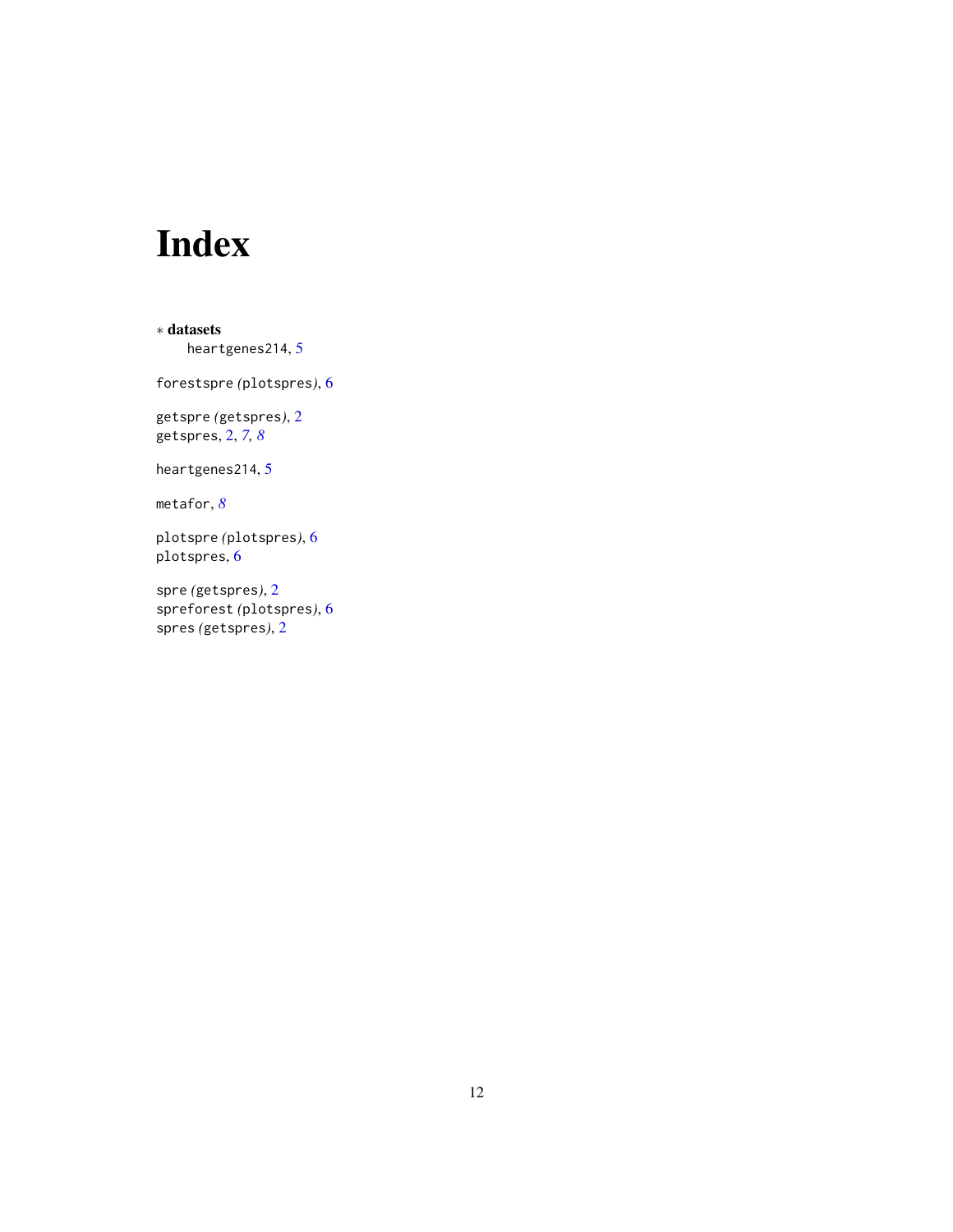# Index

∗ **datasets**
  heartgenes214, 5

forestspre *(*plotspres*)*, 6

getspre *(*getspres*)*, 2
getspres, 2, *7, 8*

heartgenes214, 5

metafor, *8*

plotspre *(*plotspres*)*, 6
plotspres, 6

spre *(*getspres*)*, 2
spreforest *(*plotspres*)*, 6
spres *(*getspres*)*, 2